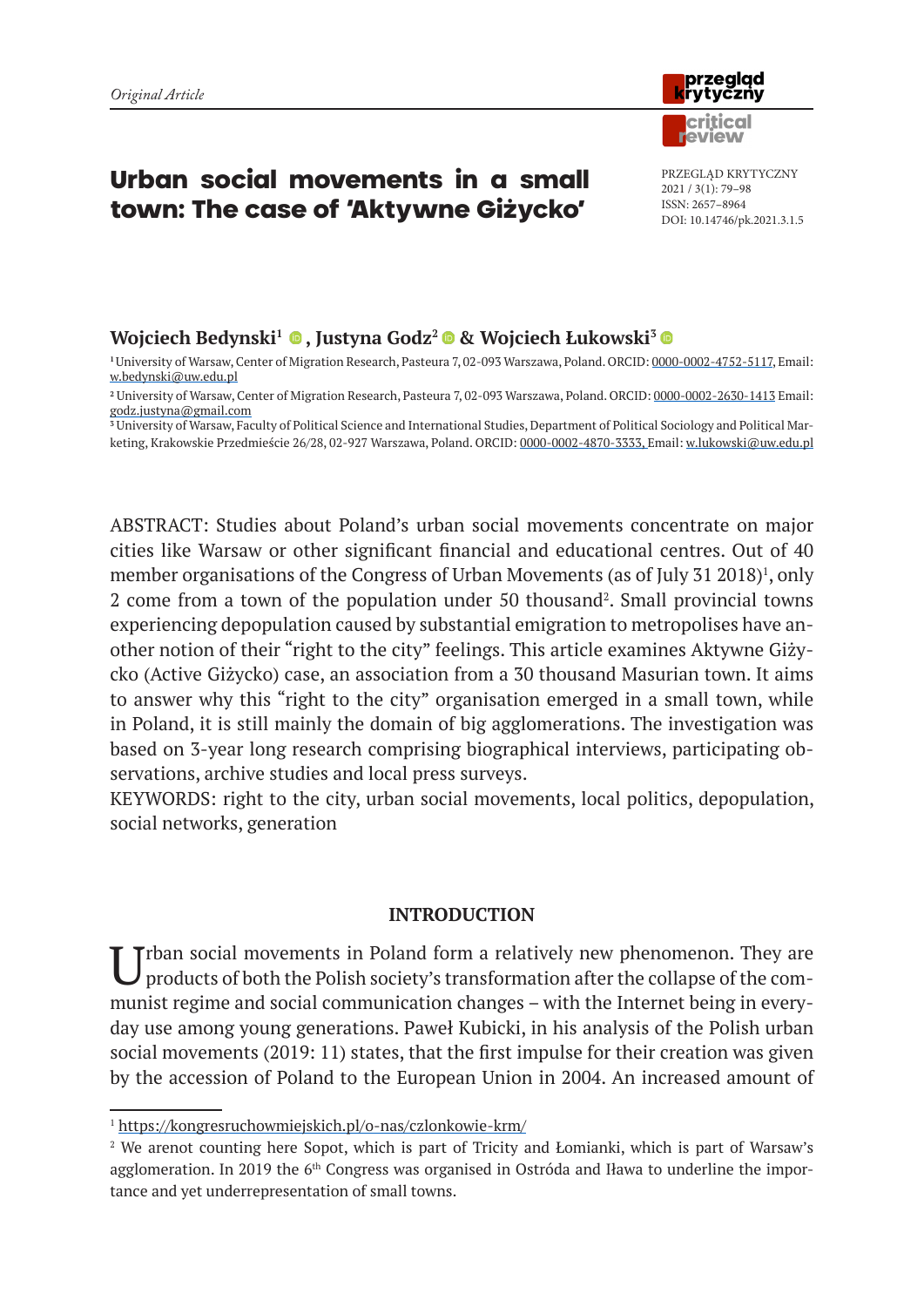*Original Article*

PRZEGLĄD KRYTYCZNY
2021 / 3(1): 79–98
ISSN: 2657–8964
DOI: 10.14746/pk.2021.3.1.5

# Urban social movements in a small town: The case of 'Aktywne Giżycko'

**Wojciech Bedynski[1], Justyna Godz[2] & Wojciech Łukowski[3]**

[1] University of Warsaw, Center of Migration Research, Pasteura 7, 02-093 Warszawa, Poland. ORCID: 0000-0002-4752-5117, Email: w.bedynski@uw.edu.pl

[2] University of Warsaw, Center of Migration Research, Pasteura 7, 02-093 Warszawa, Poland. ORCID: 0000-0002-2630-1413 Email: godz.justyna@gmail.com

[3] University of Warsaw, Faculty of Political Science and International Studies, Department of Political Sociology and Political Marketing, Krakowskie Przedmieście 26/28, 02-927 Warszawa, Poland. ORCID: 0000-0002-4870-3333, Email: w.lukowski@uw.edu.pl

ABSTRACT: Studies about Poland's urban social movements concentrate on major cities like Warsaw or other significant financial and educational centres. Out of 40 member organisations of the Congress of Urban Movements (as of July 31 2018)[1], only 2 come from a town of the population under 50 thousand[2]. Small provincial towns experiencing depopulation caused by substantial emigration to metropolises have another notion of their "right to the city" feelings. This article examines Aktywne Giżycko (Active Giżycko) case, an association from a 30 thousand Masurian town. It aims to answer why this "right to the city" organisation emerged in a small town, while in Poland, it is still mainly the domain of big agglomerations. The investigation was based on 3-year long research comprising biographical interviews, participating observations, archive studies and local press surveys.

KEYWORDS: right to the city, urban social movements, local politics, depopulation, social networks, generation

## INTRODUCTION

Urban social movements in Poland form a relatively new phenomenon. They are products of both the Polish society's transformation after the collapse of the communist regime and social communication changes – with the Internet being in everyday use among young generations. Paweł Kubicki, in his analysis of the Polish urban social movements (2019: 11) states, that the first impulse for their creation was given by the accession of Poland to the European Union in 2004. An increased amount of

[1] https://kongresruchowmiejskich.pl/o-nas/czlonkowie-krm/

[2] We arenot counting here Sopot, which is part of Tricity and Łomianki, which is part of Warsaw's agglomeration. In 2019 the 6th Congress was organised in Ostróda and Iława to underline the importance and yet underrepresentation of small towns.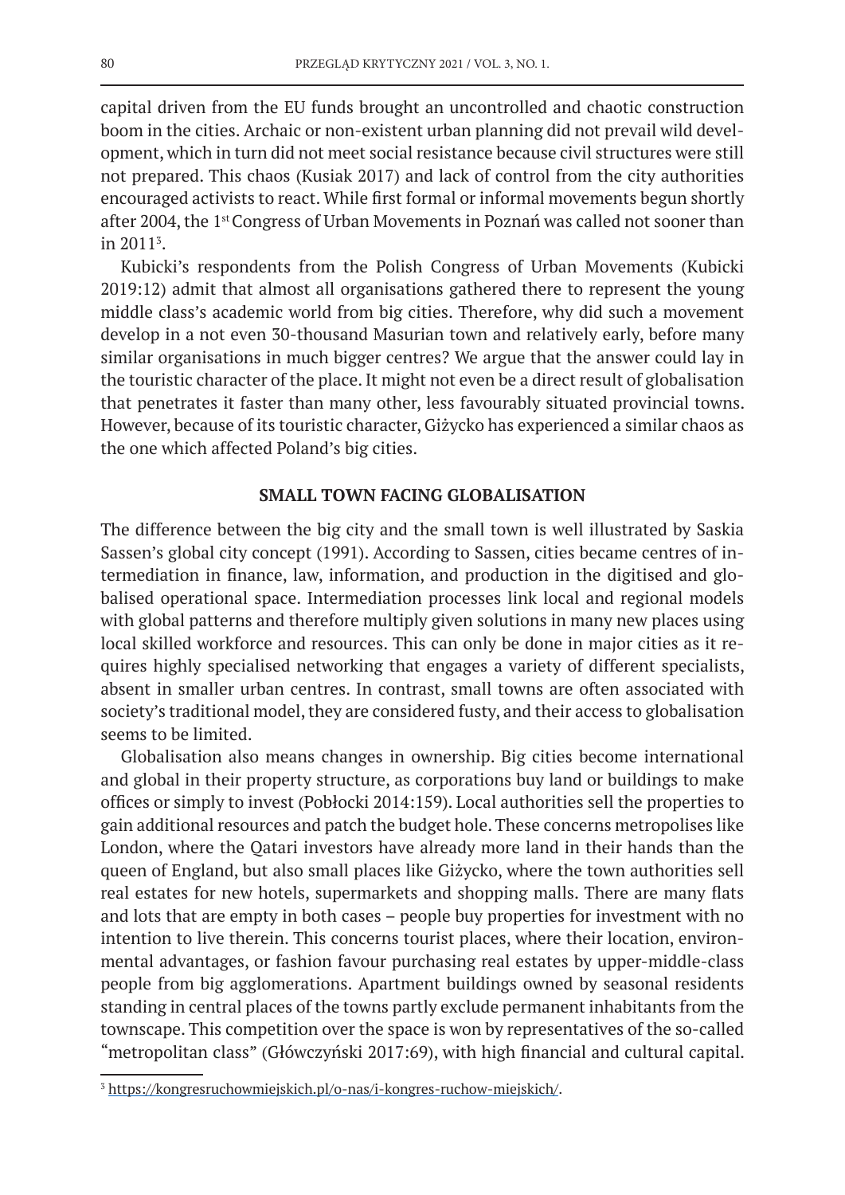capital driven from the EU funds brought an uncontrolled and chaotic construction boom in the cities. Archaic or non-existent urban planning did not prevail wild development, which in turn did not meet social resistance because civil structures were still not prepared. This chaos (Kusiak 2017) and lack of control from the city authorities encouraged activists to react. While first formal or informal movements begun shortly after 2004, the 1st Congress of Urban Movements in Poznań was called not sooner than in 2011[5].

Kubicki's respondents from the Polish Congress of Urban Movements (Kubicki 2019:12) admit that almost all organisations gathered there to represent the young middle class's academic world from big cities. Therefore, why did such a movement develop in a not even 30-thousand Masurian town and relatively early, before many similar organisations in much bigger centres? We argue that the answer could lay in the touristic character of the place. It might not even be a direct result of globalisation that penetrates it faster than many other, less favourably situated provincial towns. However, because of its touristic character, Giżycko has experienced a similar chaos as the one which affected Poland's big cities.

## SMALL TOWN FACING GLOBALISATION

The difference between the big city and the small town is well illustrated by Saskia Sassen's global city concept (1991). According to Sassen, cities became centres of intermediation in finance, law, information, and production in the digitised and globalised operational space. Intermediation processes link local and regional models with global patterns and therefore multiply given solutions in many new places using local skilled workforce and resources. This can only be done in major cities as it requires highly specialised networking that engages a variety of different specialists, absent in smaller urban centres. In contrast, small towns are often associated with society's traditional model, they are considered fusty, and their access to globalisation seems to be limited.

Globalisation also means changes in ownership. Big cities become international and global in their property structure, as corporations buy land or buildings to make offices or simply to invest (Pobłocki 2014:159). Local authorities sell the properties to gain additional resources and patch the budget hole. These concerns metropolises like London, where the Qatari investors have already more land in their hands than the queen of England, but also small places like Giżycko, where the town authorities sell real estates for new hotels, supermarkets and shopping malls. There are many flats and lots that are empty in both cases – people buy properties for investment with no intention to live therein. This concerns tourist places, where their location, environmental advantages, or fashion favour purchasing real estates by upper-middle-class people from big agglomerations. Apartment buildings owned by seasonal residents standing in central places of the towns partly exclude permanent inhabitants from the townscape. This competition over the space is won by representatives of the so-called "metropolitan class" (Główczyński 2017:69), with high financial and cultural capital.

---

[5] https://kongresruchowmiejskich.pl/o-nas/i-kongres-ruchow-miejskich/.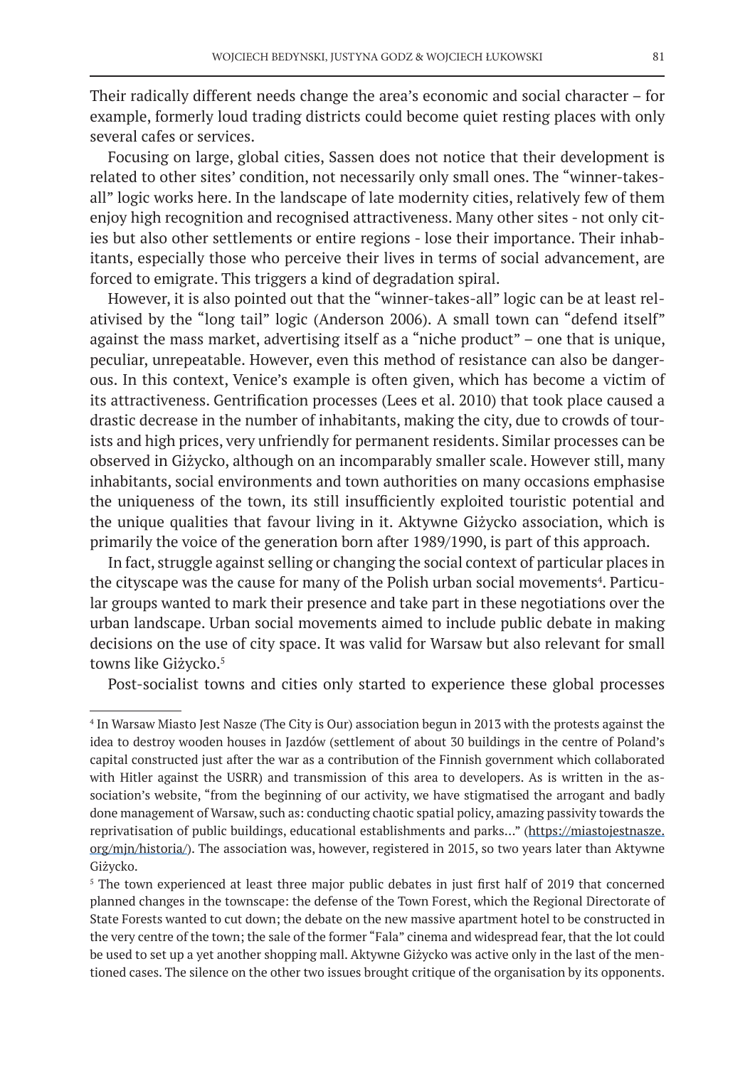Their radically different needs change the area's economic and social character – for example, formerly loud trading districts could become quiet resting places with only several cafes or services.

Focusing on large, global cities, Sassen does not notice that their development is related to other sites' condition, not necessarily only small ones. The "winner-takes-all" logic works here. In the landscape of late modernity cities, relatively few of them enjoy high recognition and recognised attractiveness. Many other sites - not only cities but also other settlements or entire regions - lose their importance. Their inhabitants, especially those who perceive their lives in terms of social advancement, are forced to emigrate. This triggers a kind of degradation spiral.

However, it is also pointed out that the "winner-takes-all" logic can be at least relativised by the "long tail" logic (Anderson 2006). A small town can "defend itself" against the mass market, advertising itself as a "niche product" – one that is unique, peculiar, unrepeatable. However, even this method of resistance can also be dangerous. In this context, Venice's example is often given, which has become a victim of its attractiveness. Gentrification processes (Lees et al. 2010) that took place caused a drastic decrease in the number of inhabitants, making the city, due to crowds of tourists and high prices, very unfriendly for permanent residents. Similar processes can be observed in Giżycko, although on an incomparably smaller scale. However still, many inhabitants, social environments and town authorities on many occasions emphasise the uniqueness of the town, its still insufficiently exploited touristic potential and the unique qualities that favour living in it. Aktywne Giżycko association, which is primarily the voice of the generation born after 1989/1990, is part of this approach.

In fact, struggle against selling or changing the social context of particular places in the cityscape was the cause for many of the Polish urban social movements[4]. Particular groups wanted to mark their presence and take part in these negotiations over the urban landscape. Urban social movements aimed to include public debate in making decisions on the use of city space. It was valid for Warsaw but also relevant for small towns like Giżycko.[5]

Post-socialist towns and cities only started to experience these global processes

---

[4] In Warsaw Miasto Jest Nasze (The City is Our) association begun in 2013 with the protests against the idea to destroy wooden houses in Jazdów (settlement of about 30 buildings in the centre of Poland's capital constructed just after the war as a contribution of the Finnish government which collaborated with Hitler against the USRR) and transmission of this area to developers. As is written in the association's website, "from the beginning of our activity, we have stigmatised the arrogant and badly done management of Warsaw, such as: conducting chaotic spatial policy, amazing passivity towards the reprivatisation of public buildings, educational establishments and parks…" (https://miastojestnasze.org/mjn/historia/). The association was, however, registered in 2015, so two years later than Aktywne Giżycko.

[5] The town experienced at least three major public debates in just first half of 2019 that concerned planned changes in the townscape: the defense of the Town Forest, which the Regional Directorate of State Forests wanted to cut down; the debate on the new massive apartment hotel to be constructed in the very centre of the town; the sale of the former "Fala" cinema and widespread fear, that the lot could be used to set up a yet another shopping mall. Aktywne Giżycko was active only in the last of the mentioned cases. The silence on the other two issues brought critique of the organisation by its opponents.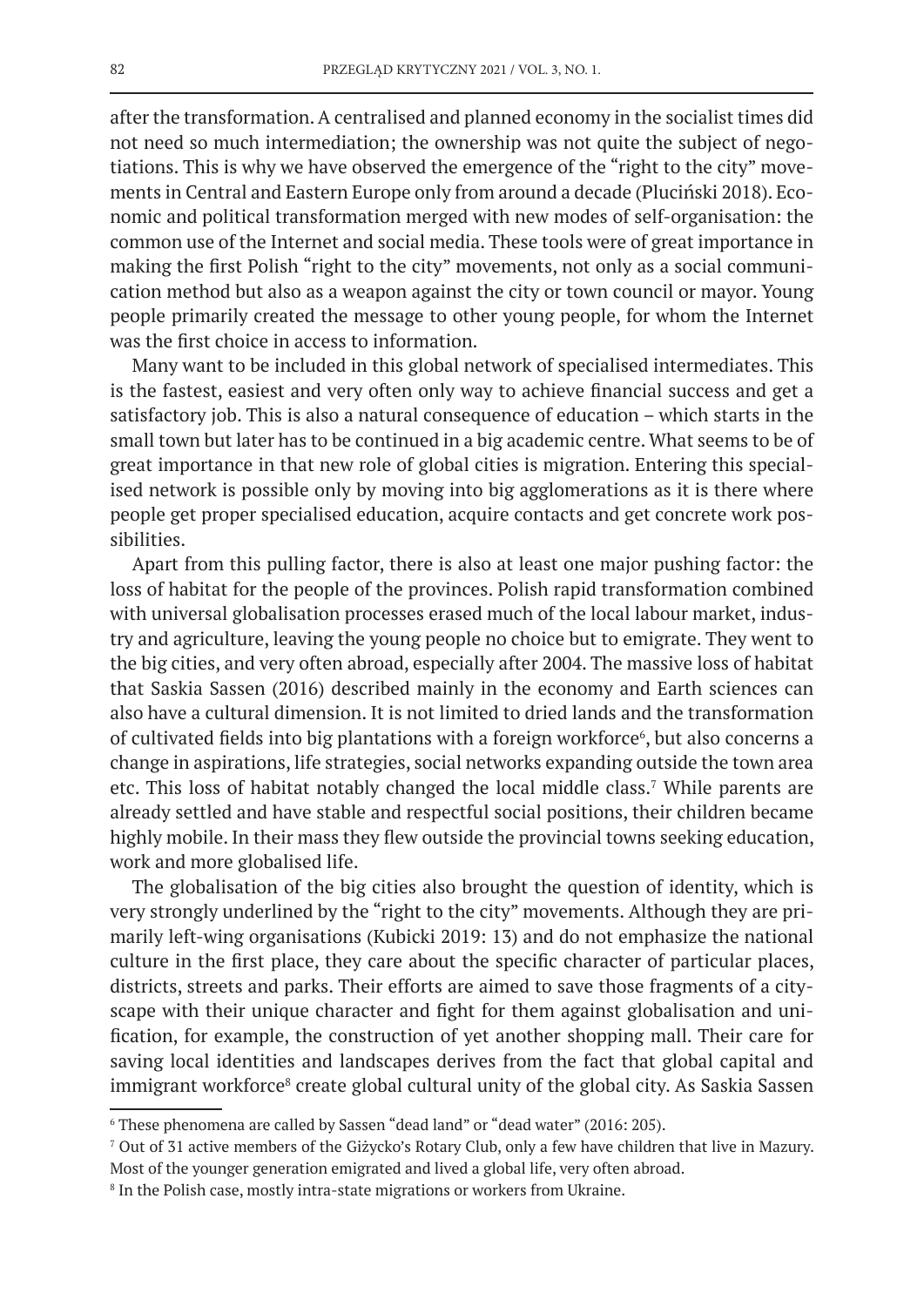after the transformation. A centralised and planned economy in the socialist times did not need so much intermediation; the ownership was not quite the subject of negotiations. This is why we have observed the emergence of the "right to the city" movements in Central and Eastern Europe only from around a decade (Pluciński 2018). Economic and political transformation merged with new modes of self-organisation: the common use of the Internet and social media. These tools were of great importance in making the first Polish "right to the city" movements, not only as a social communication method but also as a weapon against the city or town council or mayor. Young people primarily created the message to other young people, for whom the Internet was the first choice in access to information.

Many want to be included in this global network of specialised intermediates. This is the fastest, easiest and very often only way to achieve financial success and get a satisfactory job. This is also a natural consequence of education – which starts in the small town but later has to be continued in a big academic centre. What seems to be of great importance in that new role of global cities is migration. Entering this specialised network is possible only by moving into big agglomerations as it is there where people get proper specialised education, acquire contacts and get concrete work possibilities.

Apart from this pulling factor, there is also at least one major pushing factor: the loss of habitat for the people of the provinces. Polish rapid transformation combined with universal globalisation processes erased much of the local labour market, industry and agriculture, leaving the young people no choice but to emigrate. They went to the big cities, and very often abroad, especially after 2004. The massive loss of habitat that Saskia Sassen (2016) described mainly in the economy and Earth sciences can also have a cultural dimension. It is not limited to dried lands and the transformation of cultivated fields into big plantations with a foreign workforce[6], but also concerns a change in aspirations, life strategies, social networks expanding outside the town area etc. This loss of habitat notably changed the local middle class.[7] While parents are already settled and have stable and respectful social positions, their children became highly mobile. In their mass they flew outside the provincial towns seeking education, work and more globalised life.

The globalisation of the big cities also brought the question of identity, which is very strongly underlined by the "right to the city" movements. Although they are primarily left-wing organisations (Kubicki 2019: 13) and do not emphasize the national culture in the first place, they care about the specific character of particular places, districts, streets and parks. Their efforts are aimed to save those fragments of a cityscape with their unique character and fight for them against globalisation and unification, for example, the construction of yet another shopping mall. Their care for saving local identities and landscapes derives from the fact that global capital and immigrant workforce[8] create global cultural unity of the global city. As Saskia Sassen

[6] These phenomena are called by Sassen "dead land" or "dead water" (2016: 205).

[7] Out of 31 active members of the Giżycko's Rotary Club, only a few have children that live in Mazury. Most of the younger generation emigrated and lived a global life, very often abroad.

[8] In the Polish case, mostly intra-state migrations or workers from Ukraine.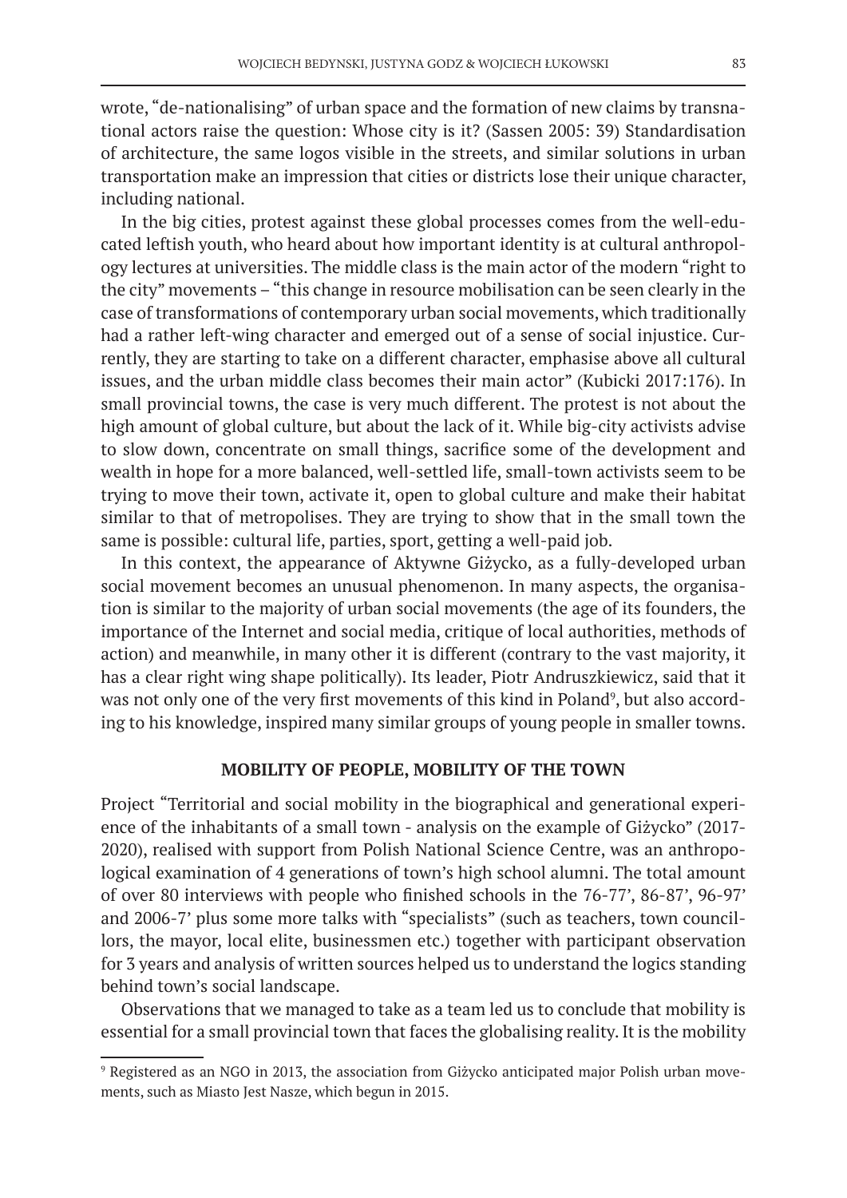wrote, "de-nationalising" of urban space and the formation of new claims by transnational actors raise the question: Whose city is it? (Sassen 2005: 39) Standardisation of architecture, the same logos visible in the streets, and similar solutions in urban transportation make an impression that cities or districts lose their unique character, including national.

In the big cities, protest against these global processes comes from the well-educated leftish youth, who heard about how important identity is at cultural anthropology lectures at universities. The middle class is the main actor of the modern "right to the city" movements – "this change in resource mobilisation can be seen clearly in the case of transformations of contemporary urban social movements, which traditionally had a rather left-wing character and emerged out of a sense of social injustice. Currently, they are starting to take on a different character, emphasise above all cultural issues, and the urban middle class becomes their main actor" (Kubicki 2017:176). In small provincial towns, the case is very much different. The protest is not about the high amount of global culture, but about the lack of it. While big-city activists advise to slow down, concentrate on small things, sacrifice some of the development and wealth in hope for a more balanced, well-settled life, small-town activists seem to be trying to move their town, activate it, open to global culture and make their habitat similar to that of metropolises. They are trying to show that in the small town the same is possible: cultural life, parties, sport, getting a well-paid job.

In this context, the appearance of Aktywne Giżycko, as a fully-developed urban social movement becomes an unusual phenomenon. In many aspects, the organisation is similar to the majority of urban social movements (the age of its founders, the importance of the Internet and social media, critique of local authorities, methods of action) and meanwhile, in many other it is different (contrary to the vast majority, it has a clear right wing shape politically). Its leader, Piotr Andruszkiewicz, said that it was not only one of the very first movements of this kind in Poland[9], but also according to his knowledge, inspired many similar groups of young people in smaller towns.

## MOBILITY OF PEOPLE, MOBILITY OF THE TOWN

Project "Territorial and social mobility in the biographical and generational experience of the inhabitants of a small town - analysis on the example of Giżycko" (2017-2020), realised with support from Polish National Science Centre, was an anthropological examination of 4 generations of town's high school alumni. The total amount of over 80 interviews with people who finished schools in the 76-77', 86-87', 96-97' and 2006-7' plus some more talks with "specialists" (such as teachers, town councillors, the mayor, local elite, businessmen etc.) together with participant observation for 3 years and analysis of written sources helped us to understand the logics standing behind town's social landscape.

Observations that we managed to take as a team led us to conclude that mobility is essential for a small provincial town that faces the globalising reality. It is the mobility

[9] Registered as an NGO in 2013, the association from Giżycko anticipated major Polish urban movements, such as Miasto Jest Nasze, which begun in 2015.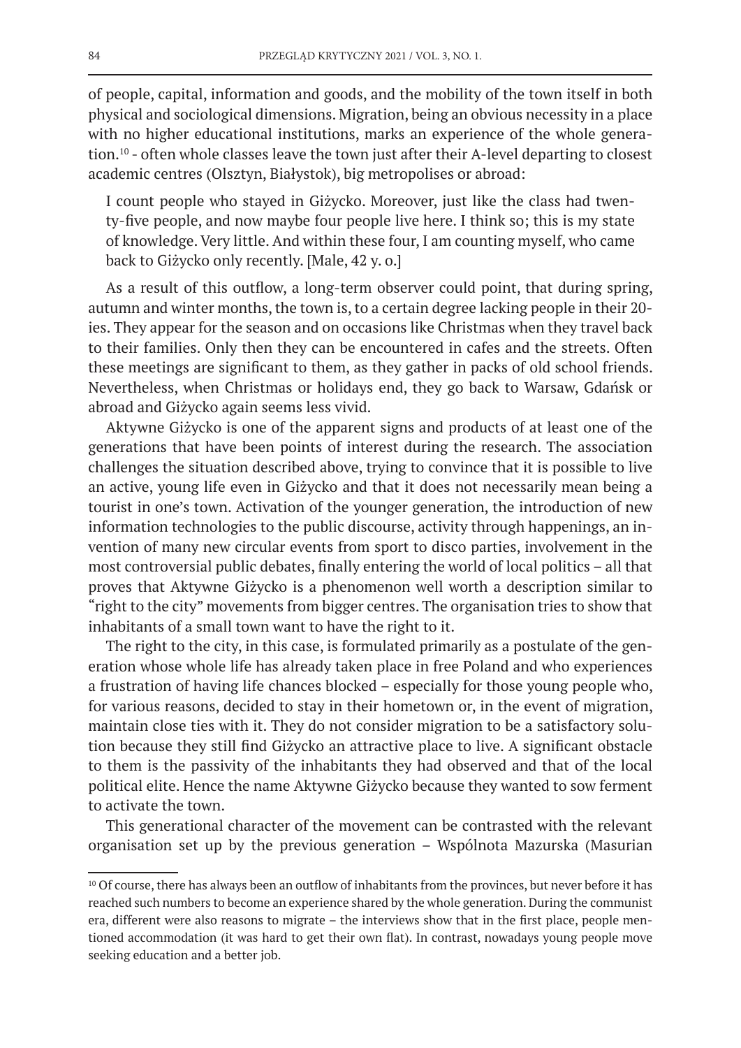of people, capital, information and goods, and the mobility of the town itself in both physical and sociological dimensions. Migration, being an obvious necessity in a place with no higher educational institutions, marks an experience of the whole generation.[10] - often whole classes leave the town just after their A-level departing to closest academic centres (Olsztyn, Białystok), big metropolises or abroad:

> I count people who stayed in Giżycko. Moreover, just like the class had twenty-five people, and now maybe four people live here. I think so; this is my state of knowledge. Very little. And within these four, I am counting myself, who came back to Giżycko only recently. [Male, 42 y. o.]

As a result of this outflow, a long-term observer could point, that during spring, autumn and winter months, the town is, to a certain degree lacking people in their 20-ies. They appear for the season and on occasions like Christmas when they travel back to their families. Only then they can be encountered in cafes and the streets. Often these meetings are significant to them, as they gather in packs of old school friends. Nevertheless, when Christmas or holidays end, they go back to Warsaw, Gdańsk or abroad and Giżycko again seems less vivid.

Aktywne Giżycko is one of the apparent signs and products of at least one of the generations that have been points of interest during the research. The association challenges the situation described above, trying to convince that it is possible to live an active, young life even in Giżycko and that it does not necessarily mean being a tourist in one's town. Activation of the younger generation, the introduction of new information technologies to the public discourse, activity through happenings, an invention of many new circular events from sport to disco parties, involvement in the most controversial public debates, finally entering the world of local politics – all that proves that Aktywne Giżycko is a phenomenon well worth a description similar to "right to the city" movements from bigger centres. The organisation tries to show that inhabitants of a small town want to have the right to it.

The right to the city, in this case, is formulated primarily as a postulate of the generation whose whole life has already taken place in free Poland and who experiences a frustration of having life chances blocked – especially for those young people who, for various reasons, decided to stay in their hometown or, in the event of migration, maintain close ties with it. They do not consider migration to be a satisfactory solution because they still find Giżycko an attractive place to live. A significant obstacle to them is the passivity of the inhabitants they had observed and that of the local political elite. Hence the name Aktywne Giżycko because they wanted to sow ferment to activate the town.

This generational character of the movement can be contrasted with the relevant organisation set up by the previous generation – Wspólnota Mazurska (Masurian

---

[10] Of course, there has always been an outflow of inhabitants from the provinces, but never before it has reached such numbers to become an experience shared by the whole generation. During the communist era, different were also reasons to migrate – the interviews show that in the first place, people mentioned accommodation (it was hard to get their own flat). In contrast, nowadays young people move seeking education and a better job.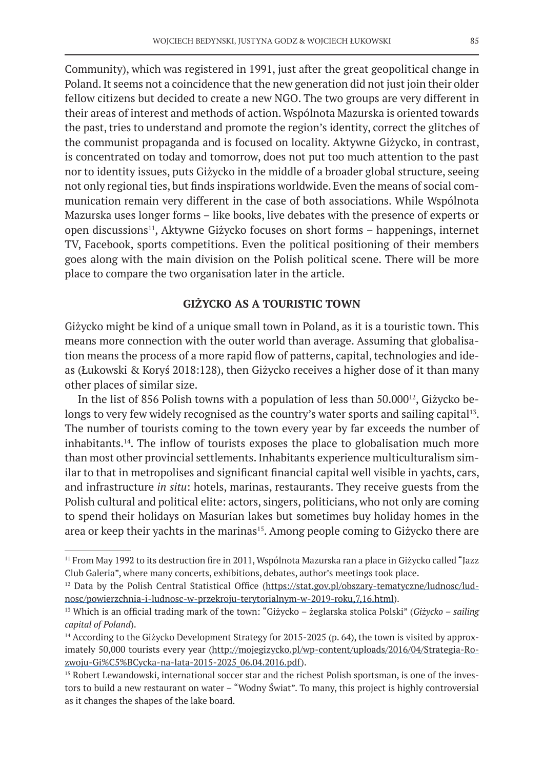Community), which was registered in 1991, just after the great geopolitical change in Poland. It seems not a coincidence that the new generation did not just join their older fellow citizens but decided to create a new NGO. The two groups are very different in their areas of interest and methods of action. Wspólnota Mazurska is oriented towards the past, tries to understand and promote the region's identity, correct the glitches of the communist propaganda and is focused on locality. Aktywne Giżycko, in contrast, is concentrated on today and tomorrow, does not put too much attention to the past nor to identity issues, puts Giżycko in the middle of a broader global structure, seeing not only regional ties, but finds inspirations worldwide. Even the means of social communication remain very different in the case of both associations. While Wspólnota Mazurska uses longer forms – like books, live debates with the presence of experts or open discussions[11], Aktywne Giżycko focuses on short forms – happenings, internet TV, Facebook, sports competitions. Even the political positioning of their members goes along with the main division on the Polish political scene. There will be more place to compare the two organisation later in the article.

## GIŻYCKO AS A TOURISTIC TOWN

Giżycko might be kind of a unique small town in Poland, as it is a touristic town. This means more connection with the outer world than average. Assuming that globalisation means the process of a more rapid flow of patterns, capital, technologies and ideas (Łukowski & Koryś 2018:128), then Giżycko receives a higher dose of it than many other places of similar size.

In the list of 856 Polish towns with a population of less than 50.000[12], Giżycko belongs to very few widely recognised as the country's water sports and sailing capital[13]. The number of tourists coming to the town every year by far exceeds the number of inhabitants.[14]. The inflow of tourists exposes the place to globalisation much more than most other provincial settlements. Inhabitants experience multiculturalism similar to that in metropolises and significant financial capital well visible in yachts, cars, and infrastructure *in situ*: hotels, marinas, restaurants. They receive guests from the Polish cultural and political elite: actors, singers, politicians, who not only are coming to spend their holidays on Masurian lakes but sometimes buy holiday homes in the area or keep their yachts in the marinas[15]. Among people coming to Giżycko there are

---

[11] From May 1992 to its destruction fire in 2011, Wspólnota Mazurska ran a place in Giżycko called "Jazz Club Galeria", where many concerts, exhibitions, debates, author's meetings took place.

[12] Data by the Polish Central Statistical Office (https://stat.gov.pl/obszary-tematyczne/ludnosc/ludnosc/powierzchnia-i-ludnosc-w-przekroju-terytorialnym-w-2019-roku,7,16.html).

[13] Which is an official trading mark of the town: "Giżycko – żeglarska stolica Polski" (*Giżycko – sailing capital of Poland*).

[14] According to the Giżycko Development Strategy for 2015-2025 (p. 64), the town is visited by approximately 50,000 tourists every year (http://mojegizycko.pl/wp-content/uploads/2016/04/Strategia-Rozwoju-Gi%C5%BCycka-na-lata-2015-2025_06.04.2016.pdf).

[15] Robert Lewandowski, international soccer star and the richest Polish sportsman, is one of the investors to build a new restaurant on water – "Wodny Świat". To many, this project is highly controversial as it changes the shapes of the lake board.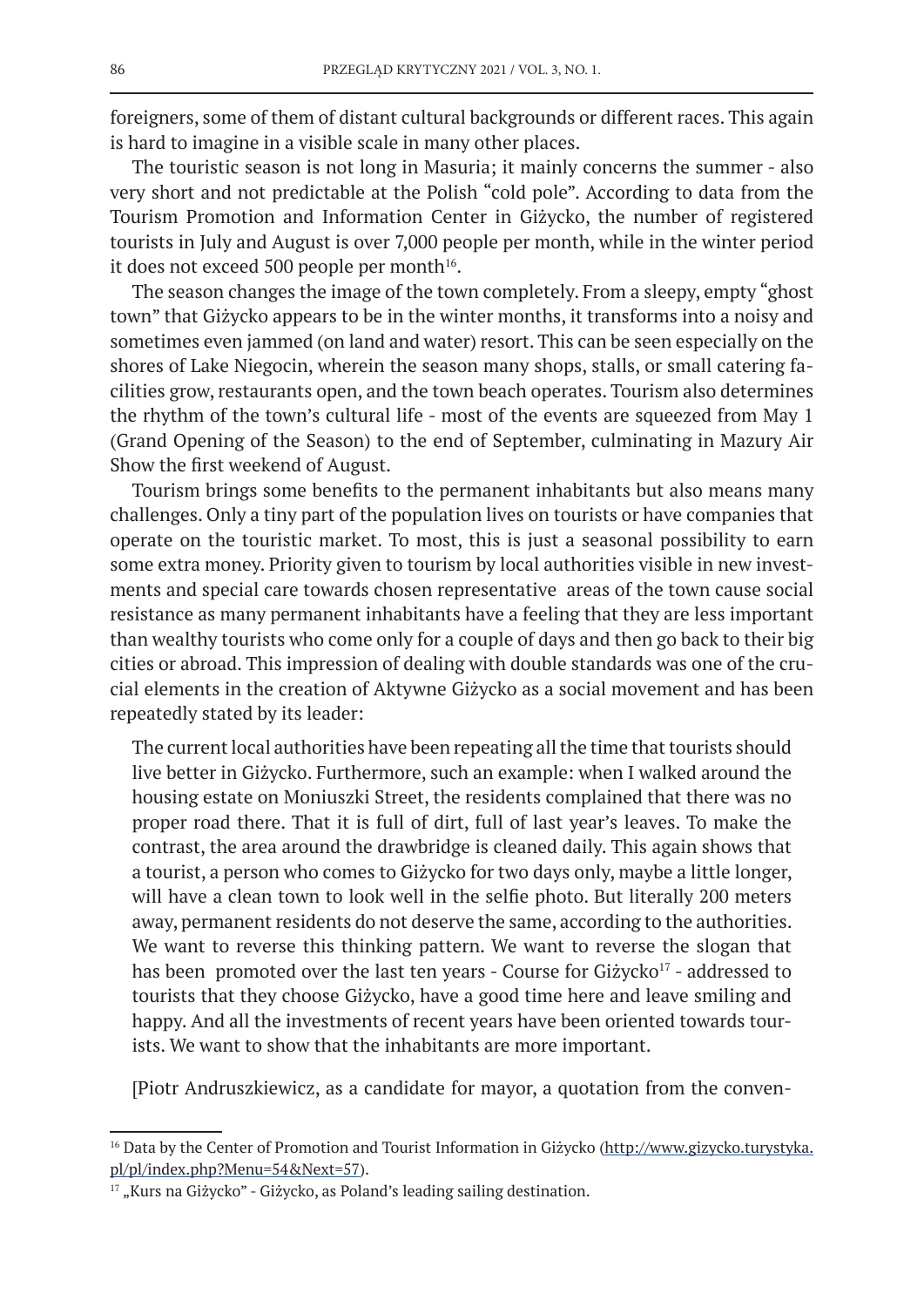foreigners, some of them of distant cultural backgrounds or different races. This again is hard to imagine in a visible scale in many other places.

The touristic season is not long in Masuria; it mainly concerns the summer - also very short and not predictable at the Polish "cold pole". According to data from the Tourism Promotion and Information Center in Giżycko, the number of registered tourists in July and August is over 7,000 people per month, while in the winter period it does not exceed 500 people per month[16].

The season changes the image of the town completely. From a sleepy, empty "ghost town" that Giżycko appears to be in the winter months, it transforms into a noisy and sometimes even jammed (on land and water) resort. This can be seen especially on the shores of Lake Niegocin, wherein the season many shops, stalls, or small catering facilities grow, restaurants open, and the town beach operates. Tourism also determines the rhythm of the town's cultural life - most of the events are squeezed from May 1 (Grand Opening of the Season) to the end of September, culminating in Mazury Air Show the first weekend of August.

Tourism brings some benefits to the permanent inhabitants but also means many challenges. Only a tiny part of the population lives on tourists or have companies that operate on the touristic market. To most, this is just a seasonal possibility to earn some extra money. Priority given to tourism by local authorities visible in new investments and special care towards chosen representative areas of the town cause social resistance as many permanent inhabitants have a feeling that they are less important than wealthy tourists who come only for a couple of days and then go back to their big cities or abroad. This impression of dealing with double standards was one of the crucial elements in the creation of Aktywne Giżycko as a social movement and has been repeatedly stated by its leader:

> The current local authorities have been repeating all the time that tourists should live better in Giżycko. Furthermore, such an example: when I walked around the housing estate on Moniuszki Street, the residents complained that there was no proper road there. That it is full of dirt, full of last year's leaves. To make the contrast, the area around the drawbridge is cleaned daily. This again shows that a tourist, a person who comes to Giżycko for two days only, maybe a little longer, will have a clean town to look well in the selfie photo. But literally 200 meters away, permanent residents do not deserve the same, according to the authorities. We want to reverse this thinking pattern. We want to reverse the slogan that has been promoted over the last ten years - Course for Giżycko[17] - addressed to tourists that they choose Giżycko, have a good time here and leave smiling and happy. And all the investments of recent years have been oriented towards tourists. We want to show that the inhabitants are more important.
>
> [Piotr Andruszkiewicz, as a candidate for mayor, a quotation from the conven-

---

[16] Data by the Center of Promotion and Tourist Information in Giżycko (http://www.gizycko.turystyka.pl/pl/index.php?Menu=54&Next=57).

[17] „Kurs na Giżycko" - Giżycko, as Poland's leading sailing destination.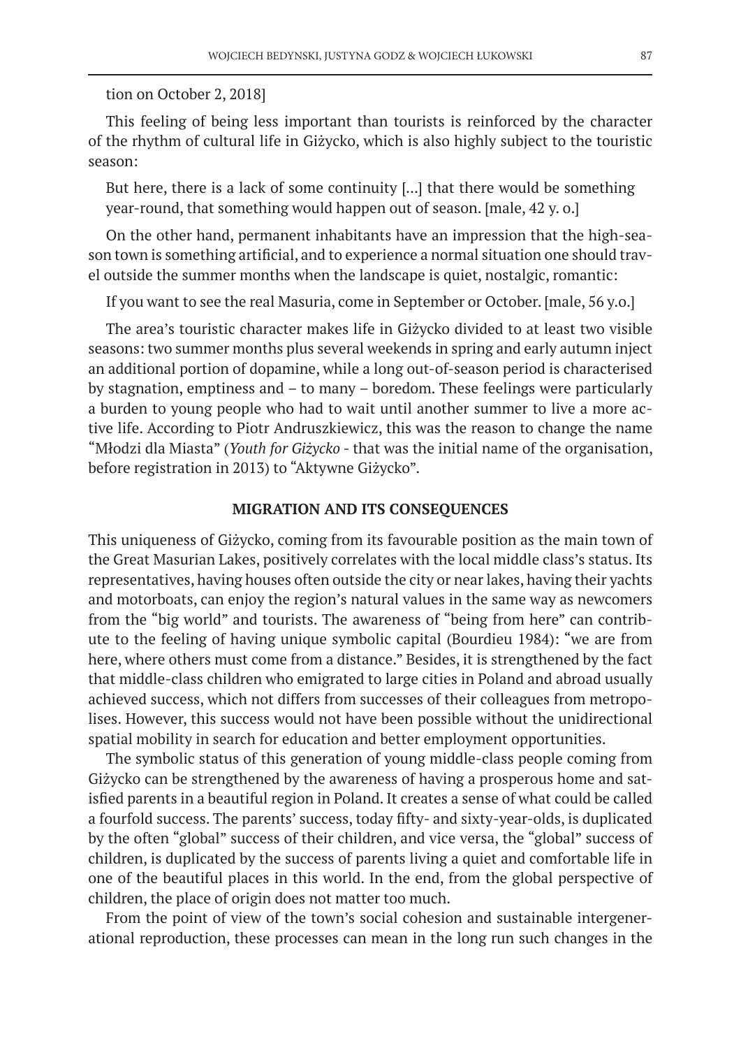tion on October 2, 2018]

This feeling of being less important than tourists is reinforced by the character of the rhythm of cultural life in Giżycko, which is also highly subject to the touristic season:

> But here, there is a lack of some continuity [...] that there would be something year-round, that something would happen out of season. [male, 42 y. o.]

On the other hand, permanent inhabitants have an impression that the high-season town is something artificial, and to experience a normal situation one should travel outside the summer months when the landscape is quiet, nostalgic, romantic:

> If you want to see the real Masuria, come in September or October. [male, 56 y.o.]

The area's touristic character makes life in Giżycko divided to at least two visible seasons: two summer months plus several weekends in spring and early autumn inject an additional portion of dopamine, while a long out-of-season period is characterised by stagnation, emptiness and – to many – boredom. These feelings were particularly a burden to young people who had to wait until another summer to live a more active life. According to Piotr Andruszkiewicz, this was the reason to change the name "Młodzi dla Miasta" (*Youth for Giżycko* - that was the initial name of the organisation, before registration in 2013) to "Aktywne Giżycko".

## MIGRATION AND ITS CONSEQUENCES

This uniqueness of Giżycko, coming from its favourable position as the main town of the Great Masurian Lakes, positively correlates with the local middle class's status. Its representatives, having houses often outside the city or near lakes, having their yachts and motorboats, can enjoy the region's natural values in the same way as newcomers from the "big world" and tourists. The awareness of "being from here" can contribute to the feeling of having unique symbolic capital (Bourdieu 1984): "we are from here, where others must come from a distance." Besides, it is strengthened by the fact that middle-class children who emigrated to large cities in Poland and abroad usually achieved success, which not differs from successes of their colleagues from metropolises. However, this success would not have been possible without the unidirectional spatial mobility in search for education and better employment opportunities.

The symbolic status of this generation of young middle-class people coming from Giżycko can be strengthened by the awareness of having a prosperous home and satisfied parents in a beautiful region in Poland. It creates a sense of what could be called a fourfold success. The parents' success, today fifty- and sixty-year-olds, is duplicated by the often "global" success of their children, and vice versa, the "global" success of children, is duplicated by the success of parents living a quiet and comfortable life in one of the beautiful places in this world. In the end, from the global perspective of children, the place of origin does not matter too much.

From the point of view of the town's social cohesion and sustainable intergenerational reproduction, these processes can mean in the long run such changes in the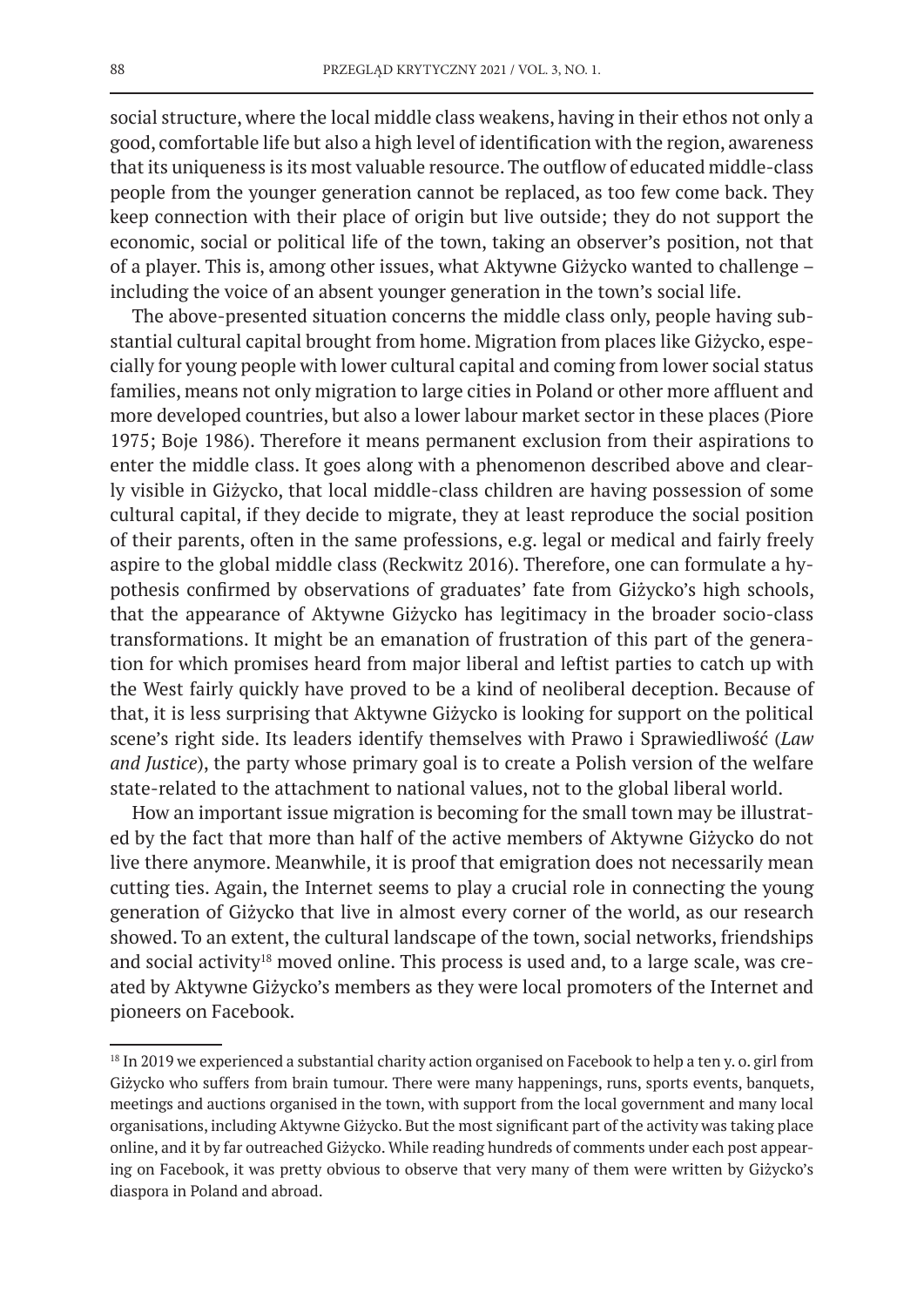social structure, where the local middle class weakens, having in their ethos not only a good, comfortable life but also a high level of identification with the region, awareness that its uniqueness is its most valuable resource. The outflow of educated middle-class people from the younger generation cannot be replaced, as too few come back. They keep connection with their place of origin but live outside; they do not support the economic, social or political life of the town, taking an observer's position, not that of a player. This is, among other issues, what Aktywne Giżycko wanted to challenge – including the voice of an absent younger generation in the town's social life.

The above-presented situation concerns the middle class only, people having substantial cultural capital brought from home. Migration from places like Giżycko, especially for young people with lower cultural capital and coming from lower social status families, means not only migration to large cities in Poland or other more affluent and more developed countries, but also a lower labour market sector in these places (Piore 1975; Boje 1986). Therefore it means permanent exclusion from their aspirations to enter the middle class. It goes along with a phenomenon described above and clearly visible in Giżycko, that local middle-class children are having possession of some cultural capital, if they decide to migrate, they at least reproduce the social position of their parents, often in the same professions, e.g. legal or medical and fairly freely aspire to the global middle class (Reckwitz 2016). Therefore, one can formulate a hypothesis confirmed by observations of graduates' fate from Giżycko's high schools, that the appearance of Aktywne Giżycko has legitimacy in the broader socio-class transformations. It might be an emanation of frustration of this part of the generation for which promises heard from major liberal and leftist parties to catch up with the West fairly quickly have proved to be a kind of neoliberal deception. Because of that, it is less surprising that Aktywne Giżycko is looking for support on the political scene's right side. Its leaders identify themselves with Prawo i Sprawiedliwość (*Law and Justice*), the party whose primary goal is to create a Polish version of the welfare state-related to the attachment to national values, not to the global liberal world.

How an important issue migration is becoming for the small town may be illustrated by the fact that more than half of the active members of Aktywne Giżycko do not live there anymore. Meanwhile, it is proof that emigration does not necessarily mean cutting ties. Again, the Internet seems to play a crucial role in connecting the young generation of Giżycko that live in almost every corner of the world, as our research showed. To an extent, the cultural landscape of the town, social networks, friendships and social activity[18] moved online. This process is used and, to a large scale, was created by Aktywne Giżycko's members as they were local promoters of the Internet and pioneers on Facebook.

[18] In 2019 we experienced a substantial charity action organised on Facebook to help a ten y. o. girl from Giżycko who suffers from brain tumour. There were many happenings, runs, sports events, banquets, meetings and auctions organised in the town, with support from the local government and many local organisations, including Aktywne Giżycko. But the most significant part of the activity was taking place online, and it by far outreached Giżycko. While reading hundreds of comments under each post appearing on Facebook, it was pretty obvious to observe that very many of them were written by Giżycko's diaspora in Poland and abroad.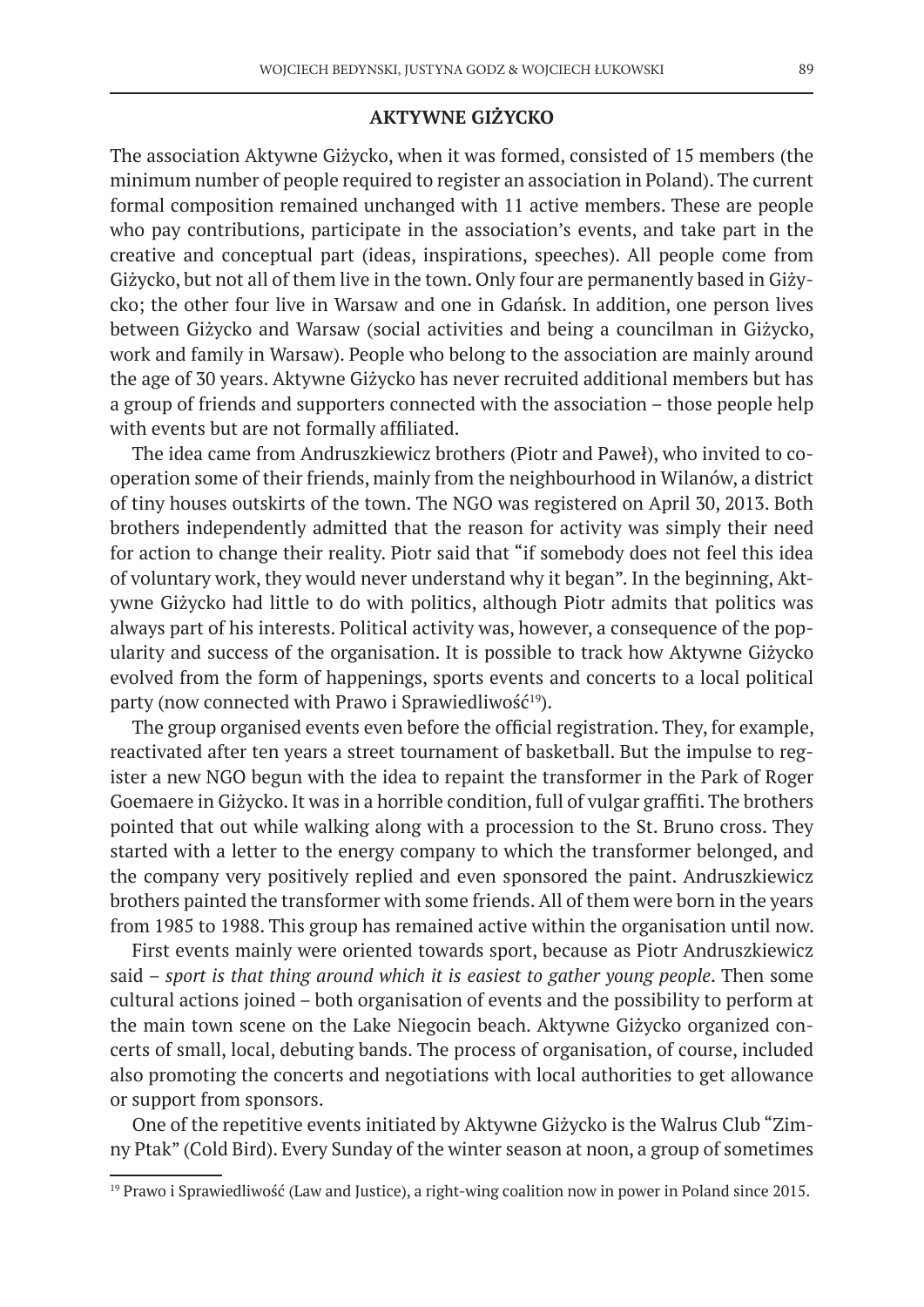## AKTYWNE GIŻYCKO

The association Aktywne Giżycko, when it was formed, consisted of 15 members (the minimum number of people required to register an association in Poland). The current formal composition remained unchanged with 11 active members. These are people who pay contributions, participate in the association's events, and take part in the creative and conceptual part (ideas, inspirations, speeches). All people come from Giżycko, but not all of them live in the town. Only four are permanently based in Giżycko; the other four live in Warsaw and one in Gdańsk. In addition, one person lives between Giżycko and Warsaw (social activities and being a councilman in Giżycko, work and family in Warsaw). People who belong to the association are mainly around the age of 30 years. Aktywne Giżycko has never recruited additional members but has a group of friends and supporters connected with the association – those people help with events but are not formally affiliated.

The idea came from Andruszkiewicz brothers (Piotr and Paweł), who invited to cooperation some of their friends, mainly from the neighbourhood in Wilanów, a district of tiny houses outskirts of the town. The NGO was registered on April 30, 2013. Both brothers independently admitted that the reason for activity was simply their need for action to change their reality. Piotr said that "if somebody does not feel this idea of voluntary work, they would never understand why it began". In the beginning, Aktywne Giżycko had little to do with politics, although Piotr admits that politics was always part of his interests. Political activity was, however, a consequence of the popularity and success of the organisation. It is possible to track how Aktywne Giżycko evolved from the form of happenings, sports events and concerts to a local political party (now connected with Prawo i Sprawiedliwość[19]).

The group organised events even before the official registration. They, for example, reactivated after ten years a street tournament of basketball. But the impulse to register a new NGO begun with the idea to repaint the transformer in the Park of Roger Goemaere in Giżycko. It was in a horrible condition, full of vulgar graffiti. The brothers pointed that out while walking along with a procession to the St. Bruno cross. They started with a letter to the energy company to which the transformer belonged, and the company very positively replied and even sponsored the paint. Andruszkiewicz brothers painted the transformer with some friends. All of them were born in the years from 1985 to 1988. This group has remained active within the organisation until now.

First events mainly were oriented towards sport, because as Piotr Andruszkiewicz said – *sport is that thing around which it is easiest to gather young people*. Then some cultural actions joined – both organisation of events and the possibility to perform at the main town scene on the Lake Niegocin beach. Aktywne Giżycko organized concerts of small, local, debuting bands. The process of organisation, of course, included also promoting the concerts and negotiations with local authorities to get allowance or support from sponsors.

One of the repetitive events initiated by Aktywne Giżycko is the Walrus Club "Zimny Ptak" (Cold Bird). Every Sunday of the winter season at noon, a group of sometimes

---

[19] Prawo i Sprawiedliwość (Law and Justice), a right-wing coalition now in power in Poland since 2015.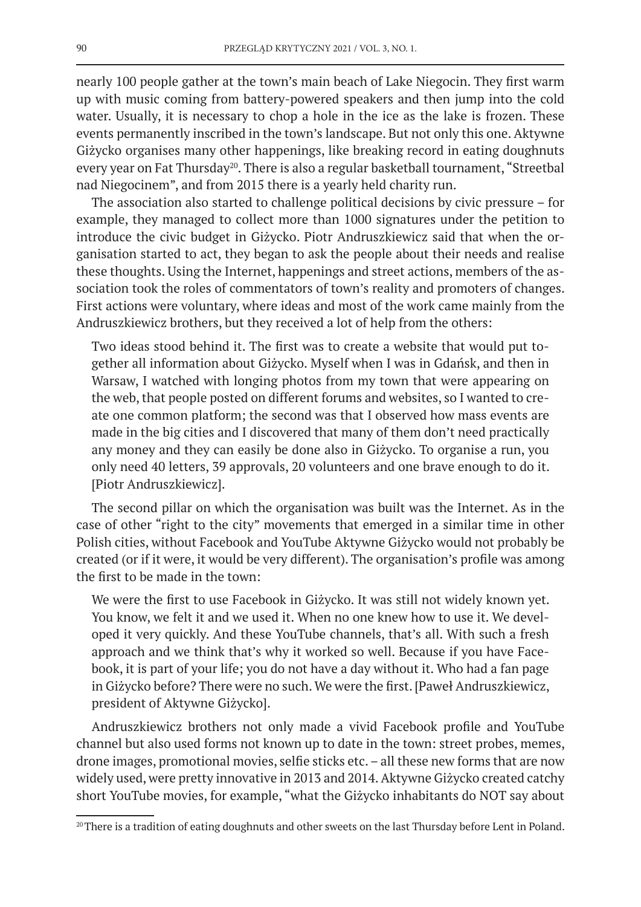nearly 100 people gather at the town's main beach of Lake Niegocin. They first warm up with music coming from battery-powered speakers and then jump into the cold water. Usually, it is necessary to chop a hole in the ice as the lake is frozen. These events permanently inscribed in the town's landscape. But not only this one. Aktywne Giżycko organises many other happenings, like breaking record in eating doughnuts every year on Fat Thursday[20]. There is also a regular basketball tournament, "Streetbal nad Niegocinem", and from 2015 there is a yearly held charity run.

The association also started to challenge political decisions by civic pressure – for example, they managed to collect more than 1000 signatures under the petition to introduce the civic budget in Giżycko. Piotr Andruszkiewicz said that when the organisation started to act, they began to ask the people about their needs and realise these thoughts. Using the Internet, happenings and street actions, members of the association took the roles of commentators of town's reality and promoters of changes. First actions were voluntary, where ideas and most of the work came mainly from the Andruszkiewicz brothers, but they received a lot of help from the others:

> Two ideas stood behind it. The first was to create a website that would put together all information about Giżycko. Myself when I was in Gdańsk, and then in Warsaw, I watched with longing photos from my town that were appearing on the web, that people posted on different forums and websites, so I wanted to create one common platform; the second was that I observed how mass events are made in the big cities and I discovered that many of them don't need practically any money and they can easily be done also in Giżycko. To organise a run, you only need 40 letters, 39 approvals, 20 volunteers and one brave enough to do it. [Piotr Andruszkiewicz].

The second pillar on which the organisation was built was the Internet. As in the case of other "right to the city" movements that emerged in a similar time in other Polish cities, without Facebook and YouTube Aktywne Giżycko would not probably be created (or if it were, it would be very different). The organisation's profile was among the first to be made in the town:

> We were the first to use Facebook in Giżycko. It was still not widely known yet. You know, we felt it and we used it. When no one knew how to use it. We developed it very quickly. And these YouTube channels, that's all. With such a fresh approach and we think that's why it worked so well. Because if you have Facebook, it is part of your life; you do not have a day without it. Who had a fan page in Giżycko before? There were no such. We were the first. [Paweł Andruszkiewicz, president of Aktywne Giżycko].

Andruszkiewicz brothers not only made a vivid Facebook profile and YouTube channel but also used forms not known up to date in the town: street probes, memes, drone images, promotional movies, selfie sticks etc. – all these new forms that are now widely used, were pretty innovative in 2013 and 2014. Aktywne Giżycko created catchy short YouTube movies, for example, "what the Giżycko inhabitants do NOT say about

---

[20] There is a tradition of eating doughnuts and other sweets on the last Thursday before Lent in Poland.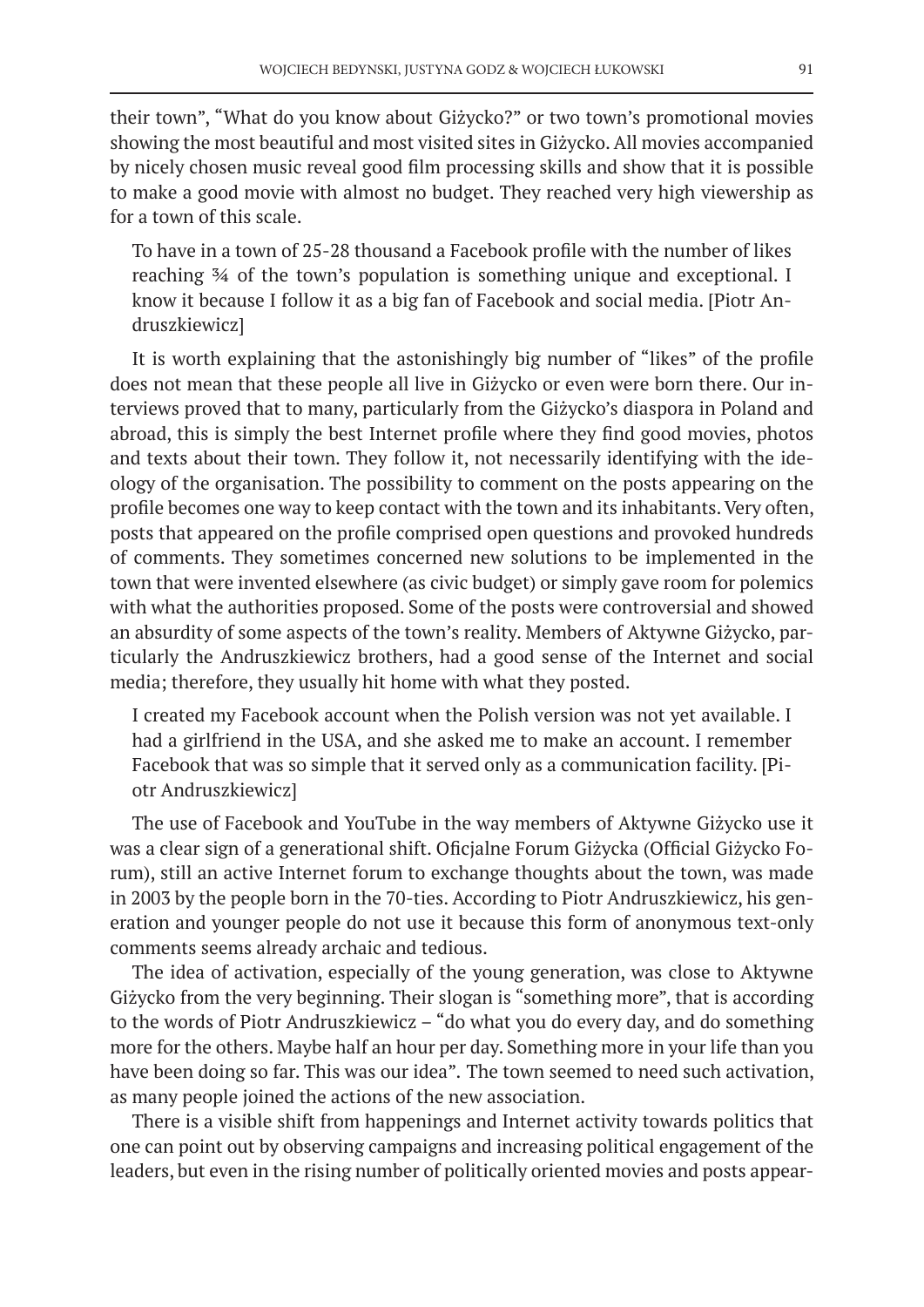their town", "What do you know about Giżycko?" or two town's promotional movies showing the most beautiful and most visited sites in Giżycko. All movies accompanied by nicely chosen music reveal good film processing skills and show that it is possible to make a good movie with almost no budget. They reached very high viewership as for a town of this scale.

> To have in a town of 25-28 thousand a Facebook profile with the number of likes reaching ¾ of the town's population is something unique and exceptional. I know it because I follow it as a big fan of Facebook and social media. [Piotr Andruszkiewicz]

It is worth explaining that the astonishingly big number of "likes" of the profile does not mean that these people all live in Giżycko or even were born there. Our interviews proved that to many, particularly from the Giżycko's diaspora in Poland and abroad, this is simply the best Internet profile where they find good movies, photos and texts about their town. They follow it, not necessarily identifying with the ideology of the organisation. The possibility to comment on the posts appearing on the profile becomes one way to keep contact with the town and its inhabitants. Very often, posts that appeared on the profile comprised open questions and provoked hundreds of comments. They sometimes concerned new solutions to be implemented in the town that were invented elsewhere (as civic budget) or simply gave room for polemics with what the authorities proposed. Some of the posts were controversial and showed an absurdity of some aspects of the town's reality. Members of Aktywne Giżycko, particularly the Andruszkiewicz brothers, had a good sense of the Internet and social media; therefore, they usually hit home with what they posted.

> I created my Facebook account when the Polish version was not yet available. I had a girlfriend in the USA, and she asked me to make an account. I remember Facebook that was so simple that it served only as a communication facility. [Piotr Andruszkiewicz]

The use of Facebook and YouTube in the way members of Aktywne Giżycko use it was a clear sign of a generational shift. Oficjalne Forum Giżycka (Official Giżycko Forum), still an active Internet forum to exchange thoughts about the town, was made in 2003 by the people born in the 70-ties. According to Piotr Andruszkiewicz, his generation and younger people do not use it because this form of anonymous text-only comments seems already archaic and tedious.

The idea of activation, especially of the young generation, was close to Aktywne Giżycko from the very beginning. Their slogan is "something more", that is according to the words of Piotr Andruszkiewicz – "do what you do every day, and do something more for the others. Maybe half an hour per day. Something more in your life than you have been doing so far. This was our idea". The town seemed to need such activation, as many people joined the actions of the new association.

There is a visible shift from happenings and Internet activity towards politics that one can point out by observing campaigns and increasing political engagement of the leaders, but even in the rising number of politically oriented movies and posts appear-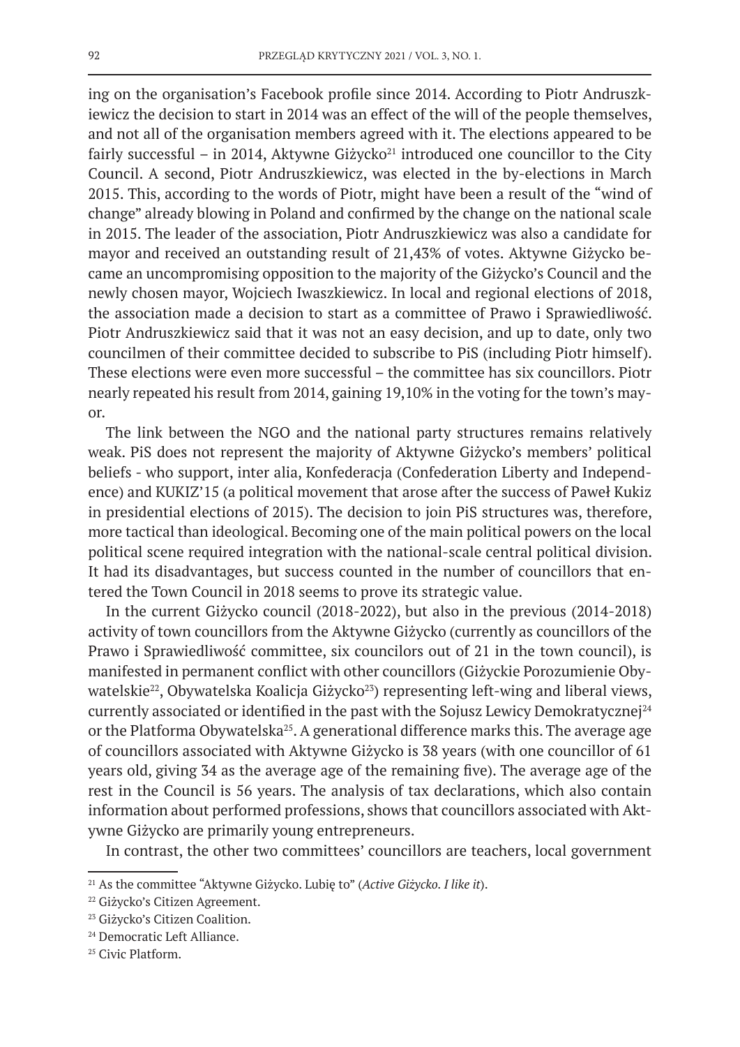ing on the organisation's Facebook profile since 2014. According to Piotr Andruszkiewicz the decision to start in 2014 was an effect of the will of the people themselves, and not all of the organisation members agreed with it. The elections appeared to be fairly successful – in 2014, Aktywne Giżycko[21] introduced one councillor to the City Council. A second, Piotr Andruszkiewicz, was elected in the by-elections in March 2015. This, according to the words of Piotr, might have been a result of the "wind of change" already blowing in Poland and confirmed by the change on the national scale in 2015. The leader of the association, Piotr Andruszkiewicz was also a candidate for mayor and received an outstanding result of 21,43% of votes. Aktywne Giżycko became an uncompromising opposition to the majority of the Giżycko's Council and the newly chosen mayor, Wojciech Iwaszkiewicz. In local and regional elections of 2018, the association made a decision to start as a committee of Prawo i Sprawiedliwość. Piotr Andruszkiewicz said that it was not an easy decision, and up to date, only two councilmen of their committee decided to subscribe to PiS (including Piotr himself). These elections were even more successful – the committee has six councillors. Piotr nearly repeated his result from 2014, gaining 19,10% in the voting for the town's mayor.

The link between the NGO and the national party structures remains relatively weak. PiS does not represent the majority of Aktywne Giżycko's members' political beliefs - who support, inter alia, Konfederacja (Confederation Liberty and Independence) and KUKIZ'15 (a political movement that arose after the success of Paweł Kukiz in presidential elections of 2015). The decision to join PiS structures was, therefore, more tactical than ideological. Becoming one of the main political powers on the local political scene required integration with the national-scale central political division. It had its disadvantages, but success counted in the number of councillors that entered the Town Council in 2018 seems to prove its strategic value.

In the current Giżycko council (2018-2022), but also in the previous (2014-2018) activity of town councillors from the Aktywne Giżycko (currently as councillors of the Prawo i Sprawiedliwość committee, six councilors out of 21 in the town council), is manifested in permanent conflict with other councillors (Giżyckie Porozumienie Obywatelskie[22], Obywatelska Koalicja Giżycko[23]) representing left-wing and liberal views, currently associated or identified in the past with the Sojusz Lewicy Demokratycznej[24] or the Platforma Obywatelska[25]. A generational difference marks this. The average age of councillors associated with Aktywne Giżycko is 38 years (with one councillor of 61 years old, giving 34 as the average age of the remaining five). The average age of the rest in the Council is 56 years. The analysis of tax declarations, which also contain information about performed professions, shows that councillors associated with Aktywne Giżycko are primarily young entrepreneurs.

In contrast, the other two committees' councillors are teachers, local government

---

[21] As the committee "Aktywne Giżycko. Lubię to" (*Active Giżycko. I like it*).

[22] Giżycko's Citizen Agreement.

[23] Giżycko's Citizen Coalition.

[24] Democratic Left Alliance.

[25] Civic Platform.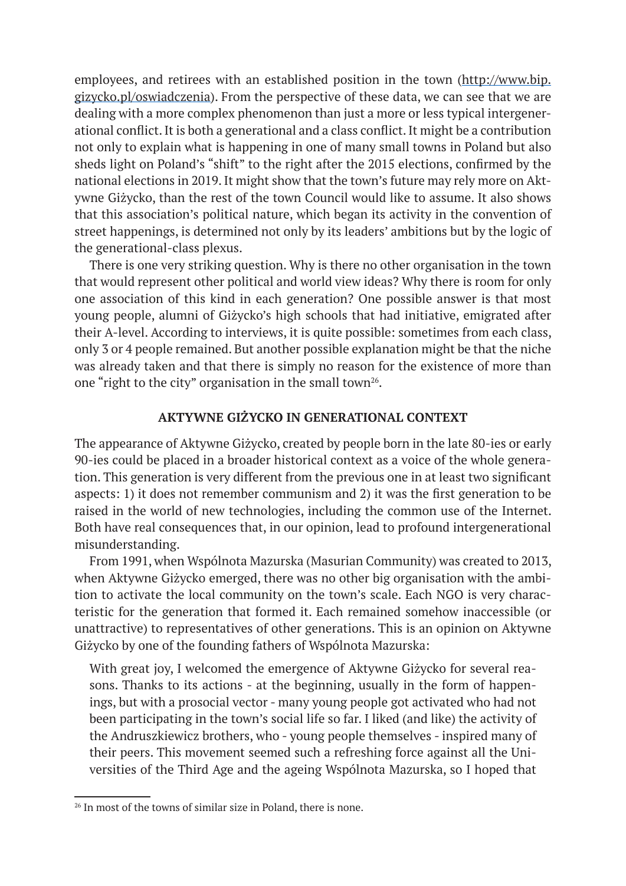employees, and retirees with an established position in the town (http://www.bip.gizycko.pl/oswiadczenia). From the perspective of these data, we can see that we are dealing with a more complex phenomenon than just a more or less typical intergenerational conflict. It is both a generational and a class conflict. It might be a contribution not only to explain what is happening in one of many small towns in Poland but also sheds light on Poland's "shift" to the right after the 2015 elections, confirmed by the national elections in 2019. It might show that the town's future may rely more on Aktywne Giżycko, than the rest of the town Council would like to assume. It also shows that this association's political nature, which began its activity in the convention of street happenings, is determined not only by its leaders' ambitions but by the logic of the generational-class plexus.

There is one very striking question. Why is there no other organisation in the town that would represent other political and world view ideas? Why there is room for only one association of this kind in each generation? One possible answer is that most young people, alumni of Giżycko's high schools that had initiative, emigrated after their A-level. According to interviews, it is quite possible: sometimes from each class, only 3 or 4 people remained. But another possible explanation might be that the niche was already taken and that there is simply no reason for the existence of more than one "right to the city" organisation in the small town[26].

## AKTYWNE GIŻYCKO IN GENERATIONAL CONTEXT

The appearance of Aktywne Giżycko, created by people born in the late 80-ies or early 90-ies could be placed in a broader historical context as a voice of the whole generation. This generation is very different from the previous one in at least two significant aspects: 1) it does not remember communism and 2) it was the first generation to be raised in the world of new technologies, including the common use of the Internet. Both have real consequences that, in our opinion, lead to profound intergenerational misunderstanding.

From 1991, when Wspólnota Mazurska (Masurian Community) was created to 2013, when Aktywne Giżycko emerged, there was no other big organisation with the ambition to activate the local community on the town's scale. Each NGO is very characteristic for the generation that formed it. Each remained somehow inaccessible (or unattractive) to representatives of other generations. This is an opinion on Aktywne Giżycko by one of the founding fathers of Wspólnota Mazurska:

> With great joy, I welcomed the emergence of Aktywne Giżycko for several reasons. Thanks to its actions - at the beginning, usually in the form of happenings, but with a prosocial vector - many young people got activated who had not been participating in the town's social life so far. I liked (and like) the activity of the Andruszkiewicz brothers, who - young people themselves - inspired many of their peers. This movement seemed such a refreshing force against all the Universities of the Third Age and the ageing Wspólnota Mazurska, so I hoped that

[26] In most of the towns of similar size in Poland, there is none.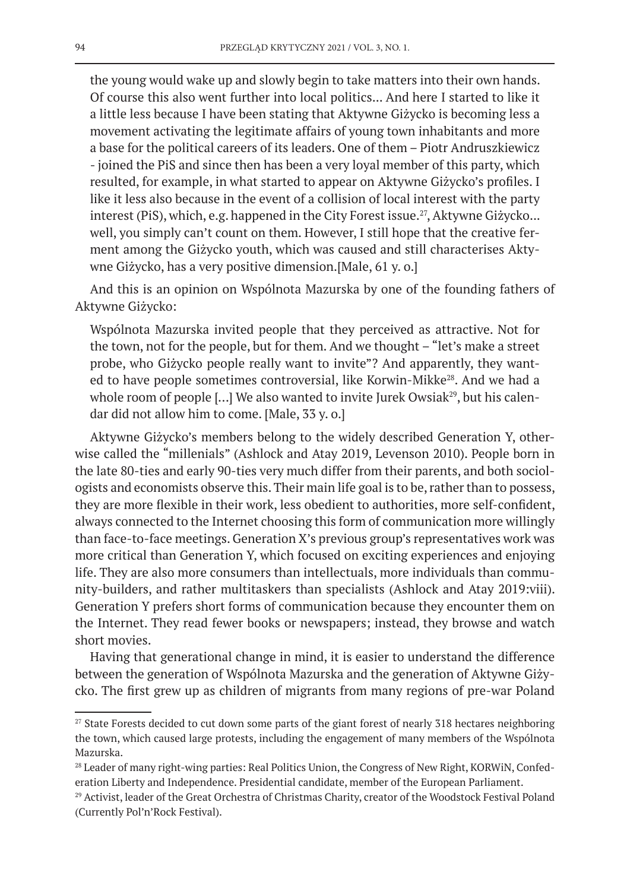> the young would wake up and slowly begin to take matters into their own hands. Of course this also went further into local politics... And here I started to like it a little less because I have been stating that Aktywne Giżycko is becoming less a movement activating the legitimate affairs of young town inhabitants and more a base for the political careers of its leaders. One of them – Piotr Andruszkiewicz - joined the PiS and since then has been a very loyal member of this party, which resulted, for example, in what started to appear on Aktywne Giżycko's profiles. I like it less also because in the event of a collision of local interest with the party interest (PiS), which, e.g. happened in the City Forest issue.[27], Aktywne Giżycko... well, you simply can't count on them. However, I still hope that the creative ferment among the Giżycko youth, which was caused and still characterises Aktywne Giżycko, has a very positive dimension.[Male, 61 y. o.]

And this is an opinion on Wspólnota Mazurska by one of the founding fathers of Aktywne Giżycko:

> Wspólnota Mazurska invited people that they perceived as attractive. Not for the town, not for the people, but for them. And we thought – "let's make a street probe, who Giżycko people really want to invite"? And apparently, they wanted to have people sometimes controversial, like Korwin-Mikke[28]. And we had a whole room of people [...] We also wanted to invite Jurek Owsiak[29], but his calendar did not allow him to come. [Male, 33 y. o.]

Aktywne Giżycko's members belong to the widely described Generation Y, otherwise called the "millenials" (Ashlock and Atay 2019, Levenson 2010). People born in the late 80-ties and early 90-ties very much differ from their parents, and both sociologists and economists observe this. Their main life goal is to be, rather than to possess, they are more flexible in their work, less obedient to authorities, more self-confident, always connected to the Internet choosing this form of communication more willingly than face-to-face meetings. Generation X's previous group's representatives work was more critical than Generation Y, which focused on exciting experiences and enjoying life. They are also more consumers than intellectuals, more individuals than community-builders, and rather multitaskers than specialists (Ashlock and Atay 2019:viii). Generation Y prefers short forms of communication because they encounter them on the Internet. They read fewer books or newspapers; instead, they browse and watch short movies.

Having that generational change in mind, it is easier to understand the difference between the generation of Wspólnota Mazurska and the generation of Aktywne Giżycko. The first grew up as children of migrants from many regions of pre-war Poland

---

[27] State Forests decided to cut down some parts of the giant forest of nearly 318 hectares neighboring the town, which caused large protests, including the engagement of many members of the Wspólnota Mazurska.

[28] Leader of many right-wing parties: Real Politics Union, the Congress of New Right, KORWiN, Confederation Liberty and Independence. Presidential candidate, member of the European Parliament.

[29] Activist, leader of the Great Orchestra of Christmas Charity, creator of the Woodstock Festival Poland (Currently Pol'n'Rock Festival).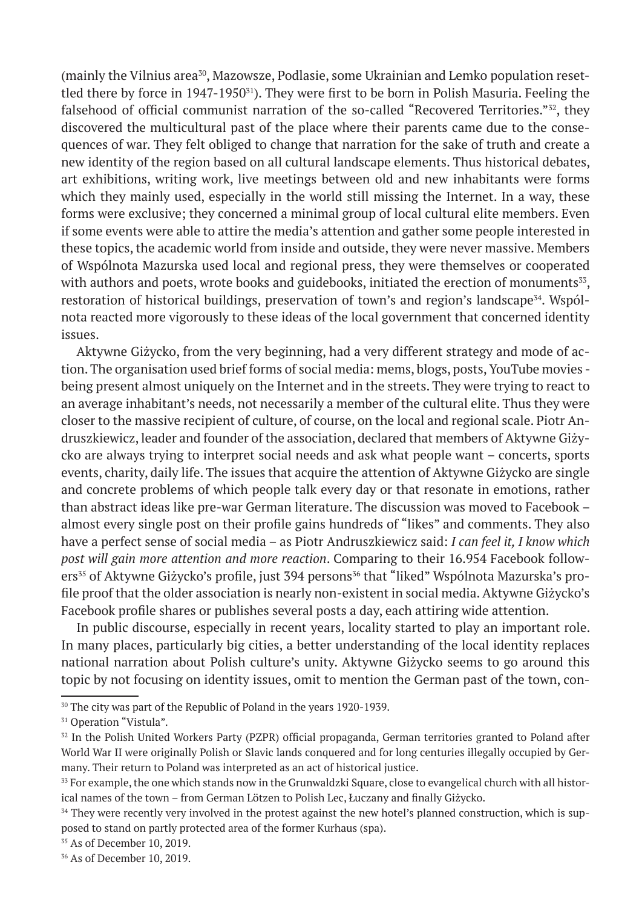(mainly the Vilnius area[30], Mazowsze, Podlasie, some Ukrainian and Lemko population resettled there by force in 1947-1950[31]). They were first to be born in Polish Masuria. Feeling the falsehood of official communist narration of the so-called "Recovered Territories."[32], they discovered the multicultural past of the place where their parents came due to the consequences of war. They felt obliged to change that narration for the sake of truth and create a new identity of the region based on all cultural landscape elements. Thus historical debates, art exhibitions, writing work, live meetings between old and new inhabitants were forms which they mainly used, especially in the world still missing the Internet. In a way, these forms were exclusive; they concerned a minimal group of local cultural elite members. Even if some events were able to attire the media's attention and gather some people interested in these topics, the academic world from inside and outside, they were never massive. Members of Wspólnota Mazurska used local and regional press, they were themselves or cooperated with authors and poets, wrote books and guidebooks, initiated the erection of monuments[33], restoration of historical buildings, preservation of town's and region's landscape[34]. Wspólnota reacted more vigorously to these ideas of the local government that concerned identity issues.

Aktywne Giżycko, from the very beginning, had a very different strategy and mode of action. The organisation used brief forms of social media: mems, blogs, posts, YouTube movies - being present almost uniquely on the Internet and in the streets. They were trying to react to an average inhabitant's needs, not necessarily a member of the cultural elite. Thus they were closer to the massive recipient of culture, of course, on the local and regional scale. Piotr Andruszkiewicz, leader and founder of the association, declared that members of Aktywne Giżycko are always trying to interpret social needs and ask what people want – concerts, sports events, charity, daily life. The issues that acquire the attention of Aktywne Giżycko are single and concrete problems of which people talk every day or that resonate in emotions, rather than abstract ideas like pre-war German literature. The discussion was moved to Facebook – almost every single post on their profile gains hundreds of "likes" and comments. They also have a perfect sense of social media – as Piotr Andruszkiewicz said: *I can feel it, I know which post will gain more attention and more reaction*. Comparing to their 16.954 Facebook followers[35] of Aktywne Giżycko's profile, just 394 persons[36] that "liked" Wspólnota Mazurska's profile proof that the older association is nearly non-existent in social media. Aktywne Giżycko's Facebook profile shares or publishes several posts a day, each attiring wide attention.

In public discourse, especially in recent years, locality started to play an important role. In many places, particularly big cities, a better understanding of the local identity replaces national narration about Polish culture's unity. Aktywne Giżycko seems to go around this topic by not focusing on identity issues, omit to mention the German past of the town, con-

---

[30] The city was part of the Republic of Poland in the years 1920-1939.

[31] Operation "Vistula".

[32] In the Polish United Workers Party (PZPR) official propaganda, German territories granted to Poland after World War II were originally Polish or Slavic lands conquered and for long centuries illegally occupied by Germany. Their return to Poland was interpreted as an act of historical justice.

[33] For example, the one which stands now in the Grunwaldzki Square, close to evangelical church with all historical names of the town – from German Lötzen to Polish Lec, Łuczany and finally Giżycko.

[34] They were recently very involved in the protest against the new hotel's planned construction, which is supposed to stand on partly protected area of the former Kurhaus (spa).

[35] As of December 10, 2019.

[36] As of December 10, 2019.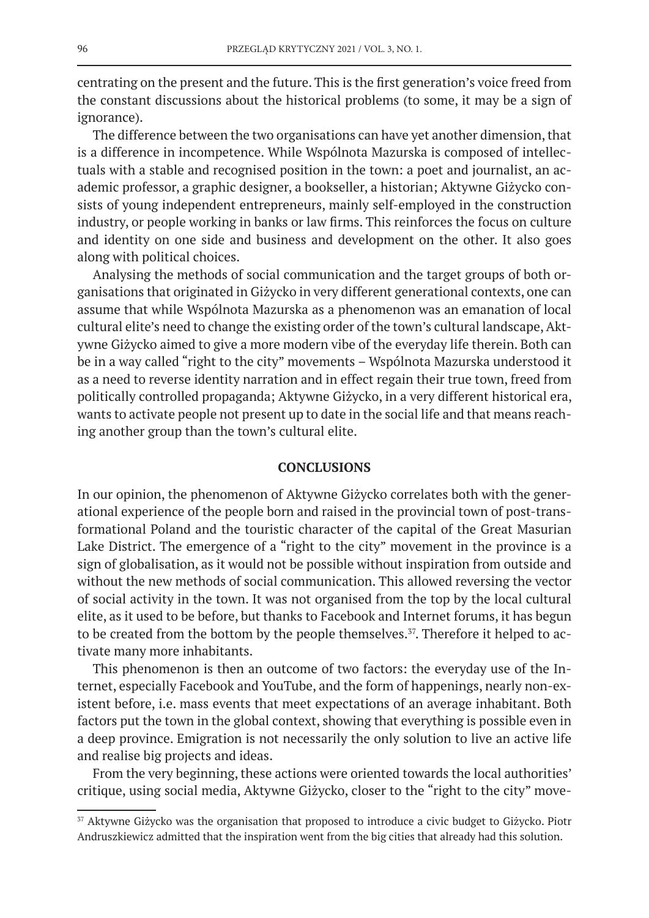centrating on the present and the future. This is the first generation's voice freed from the constant discussions about the historical problems (to some, it may be a sign of ignorance).

The difference between the two organisations can have yet another dimension, that is a difference in incompetence. While Wspólnota Mazurska is composed of intellectuals with a stable and recognised position in the town: a poet and journalist, an academic professor, a graphic designer, a bookseller, a historian; Aktywne Giżycko consists of young independent entrepreneurs, mainly self-employed in the construction industry, or people working in banks or law firms. This reinforces the focus on culture and identity on one side and business and development on the other. It also goes along with political choices.

Analysing the methods of social communication and the target groups of both organisations that originated in Giżycko in very different generational contexts, one can assume that while Wspólnota Mazurska as a phenomenon was an emanation of local cultural elite's need to change the existing order of the town's cultural landscape, Aktywne Giżycko aimed to give a more modern vibe of the everyday life therein. Both can be in a way called "right to the city" movements – Wspólnota Mazurska understood it as a need to reverse identity narration and in effect regain their true town, freed from politically controlled propaganda; Aktywne Giżycko, in a very different historical era, wants to activate people not present up to date in the social life and that means reaching another group than the town's cultural elite.

## CONCLUSIONS

In our opinion, the phenomenon of Aktywne Giżycko correlates both with the generational experience of the people born and raised in the provincial town of post-transformational Poland and the touristic character of the capital of the Great Masurian Lake District. The emergence of a "right to the city" movement in the province is a sign of globalisation, as it would not be possible without inspiration from outside and without the new methods of social communication. This allowed reversing the vector of social activity in the town. It was not organised from the top by the local cultural elite, as it used to be before, but thanks to Facebook and Internet forums, it has begun to be created from the bottom by the people themselves.[37]. Therefore it helped to activate many more inhabitants.

This phenomenon is then an outcome of two factors: the everyday use of the Internet, especially Facebook and YouTube, and the form of happenings, nearly non-existent before, i.e. mass events that meet expectations of an average inhabitant. Both factors put the town in the global context, showing that everything is possible even in a deep province. Emigration is not necessarily the only solution to live an active life and realise big projects and ideas.

From the very beginning, these actions were oriented towards the local authorities' critique, using social media, Aktywne Giżycko, closer to the "right to the city" move-

[37] Aktywne Giżycko was the organisation that proposed to introduce a civic budget to Giżycko. Piotr Andruszkiewicz admitted that the inspiration went from the big cities that already had this solution.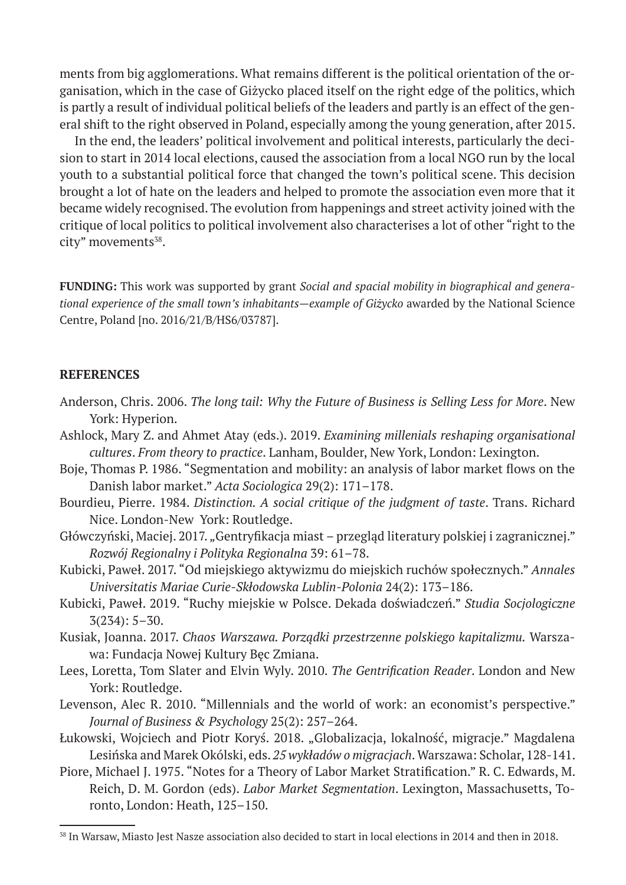ments from big agglomerations. What remains different is the political orientation of the organisation, which in the case of Giżycko placed itself on the right edge of the politics, which is partly a result of individual political beliefs of the leaders and partly is an effect of the general shift to the right observed in Poland, especially among the young generation, after 2015.

In the end, the leaders' political involvement and political interests, particularly the decision to start in 2014 local elections, caused the association from a local NGO run by the local youth to a substantial political force that changed the town's political scene. This decision brought a lot of hate on the leaders and helped to promote the association even more that it became widely recognised. The evolution from happenings and street activity joined with the critique of local politics to political involvement also characterises a lot of other "right to the city" movements[38].

**FUNDING:** This work was supported by grant *Social and spacial mobility in biographical and generational experience of the small town's inhabitants—example of Giżycko* awarded by the National Science Centre, Poland [no. 2016/21/B/HS6/03787].

## REFERENCES

Anderson, Chris. 2006. *The long tail: Why the Future of Business is Selling Less for More*. New York: Hyperion.

Ashlock, Mary Z. and Ahmet Atay (eds.). 2019. *Examining millenials reshaping organisational cultures*. *From theory to practice*. Lanham, Boulder, New York, London: Lexington.

Boje, Thomas P. 1986. "Segmentation and mobility: an analysis of labor market flows on the Danish labor market." *Acta Sociologica* 29(2): 171–178.

Bourdieu, Pierre. 1984. *Distinction. A social critique of the judgment of taste*. Trans. Richard Nice. London-New York: Routledge.

Główczyński, Maciej. 2017. „Gentryfikacja miast – przegląd literatury polskiej i zagranicznej." *Rozwój Regionalny i Polityka Regionalna* 39: 61–78.

Kubicki, Paweł. 2017. "Od miejskiego aktywizmu do miejskich ruchów społecznych." *Annales Universitatis Mariae Curie-Skłodowska Lublin-Polonia* 24(2): 173–186.

Kubicki, Paweł. 2019. "Ruchy miejskie w Polsce. Dekada doświadczeń." *Studia Socjologiczne* 3(234): 5–30.

Kusiak, Joanna. 2017. *Chaos Warszawa. Porządki przestrzenne polskiego kapitalizmu.* Warszawa: Fundacja Nowej Kultury Bęc Zmiana.

Lees, Loretta, Tom Slater and Elvin Wyly. 2010. *The Gentrification Reader*. London and New York: Routledge.

Levenson, Alec R. 2010. "Millennials and the world of work: an economist's perspective." *Journal of Business & Psychology* 25(2): 257–264.

Łukowski, Wojciech and Piotr Koryś. 2018. „Globalizacja, lokalność, migracje." Magdalena Lesińska and Marek Okólski, eds. *25 wykładów o migracjach*. Warszawa: Scholar, 128-141.

Piore, Michael J. 1975. "Notes for a Theory of Labor Market Stratification." R. C. Edwards, M. Reich, D. M. Gordon (eds). *Labor Market Segmentation*. Lexington, Massachusetts, Toronto, London: Heath, 125–150.

---

[38] In Warsaw, Miasto Jest Nasze association also decided to start in local elections in 2014 and then in 2018.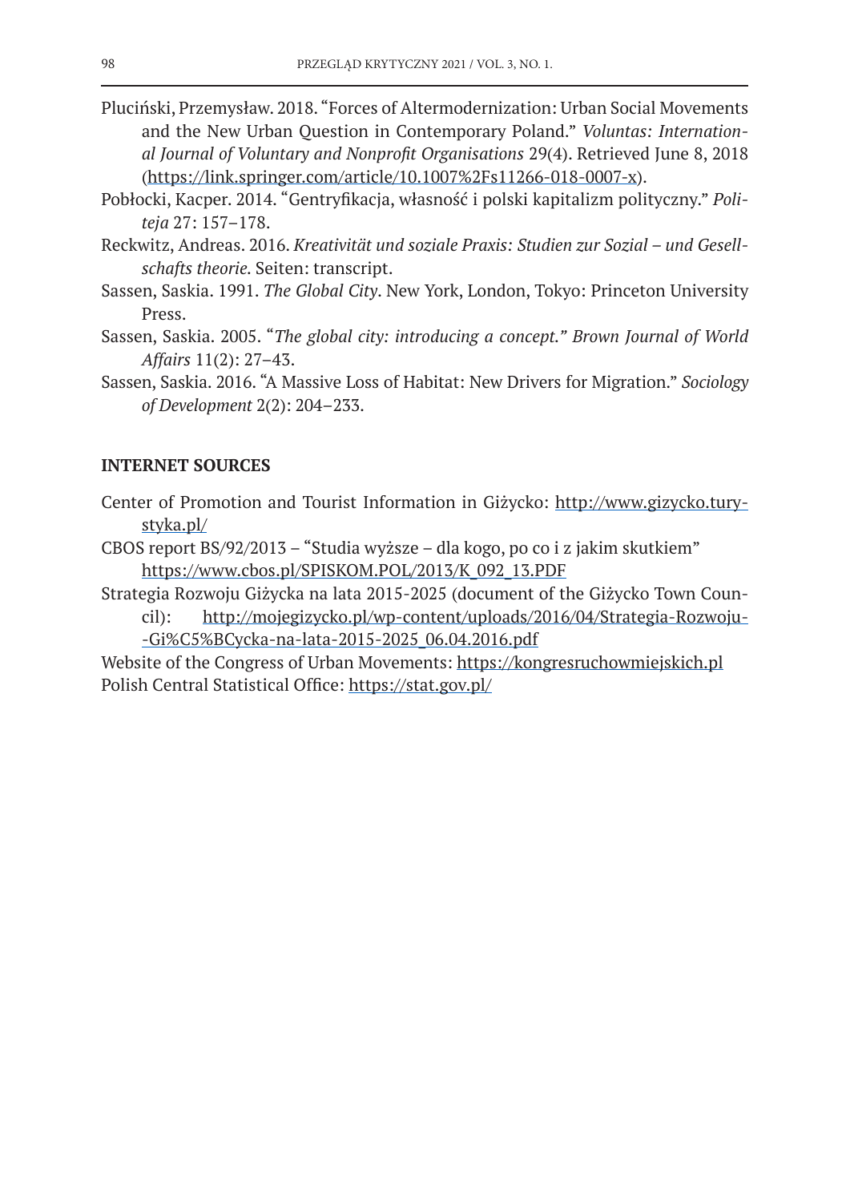Pluciński, Przemysław. 2018. "Forces of Altermodernization: Urban Social Movements and the New Urban Question in Contemporary Poland." *Voluntas: International Journal of Voluntary and Nonprofit Organisations* 29(4). Retrieved June 8, 2018 (https://link.springer.com/article/10.1007%2Fs11266-018-0007-x).

Pobłocki, Kacper. 2014. "Gentryfikacja, własność i polski kapitalizm polityczny." *Politeja* 27: 157–178.

Reckwitz, Andreas. 2016. *Kreativität und soziale Praxis: Studien zur Sozial – und Gesellschafts theorie.* Seiten: transcript.

Sassen, Saskia. 1991. *The Global City*. New York, London, Tokyo: Princeton University Press.

Sassen, Saskia. 2005. "*The global city: introducing a concept." Brown Journal of World Affairs* 11(2): 27–43.

Sassen, Saskia. 2016. "A Massive Loss of Habitat: New Drivers for Migration." *Sociology of Development* 2(2): 204–233.

## INTERNET SOURCES

Center of Promotion and Tourist Information in Giżycko: http://www.gizycko.turystyka.pl/

CBOS report BS/92/2013 – "Studia wyższe – dla kogo, po co i z jakim skutkiem" https://www.cbos.pl/SPISKOM.POL/2013/K_092_13.PDF

Strategia Rozwoju Giżycka na lata 2015-2025 (document of the Giżycko Town Council): http://mojegizycko.pl/wp-content/uploads/2016/04/Strategia-Rozwoju-Gi%C5%BCycka-na-lata-2015-2025_06.04.2016.pdf

Website of the Congress of Urban Movements: https://kongresruchowmiejskich.pl

Polish Central Statistical Office: https://stat.gov.pl/